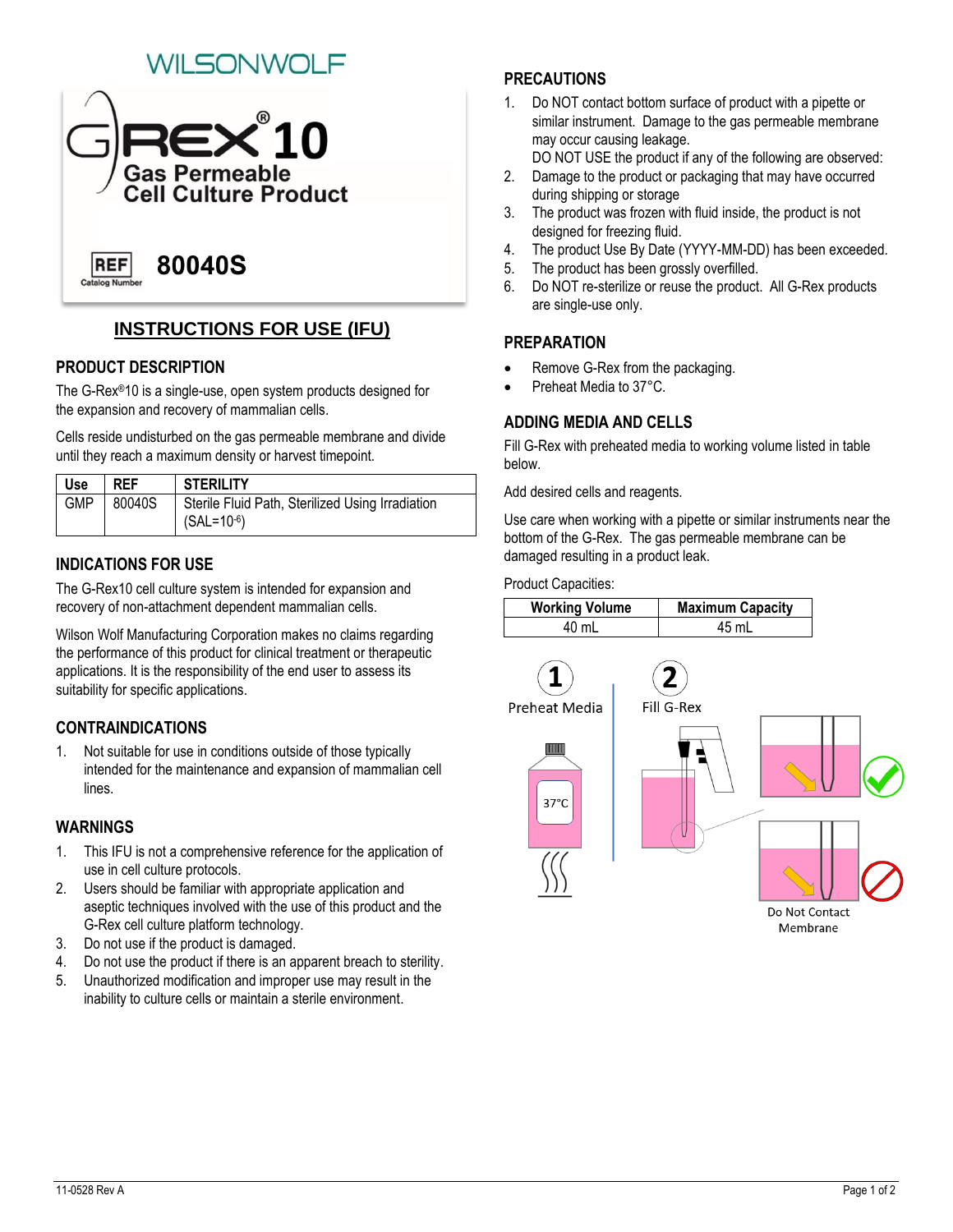WILSONWOLF

# G-REX® 10

**Gas Permeable Cell Culture Product**

REF (Catalog Number) **80040S**

## INSTRUCTIONS FOR USE (IFU)

### PRODUCT DESCRIPTION

The G-Rex®10 is a single-use, open system products designed for the expansion and recovery of mammalian cells.

Cells reside undisturbed on the gas permeable membrane and divide until they reach a maximum density or harvest timepoint.

| Use | REF | STERILITY |
| --- | --- | --- |
| GMP | 80040S | Sterile Fluid Path, Sterilized Using Irradiation ($SAL=10^{-6}$) |

### INDICATIONS FOR USE

The G-Rex10 cell culture system is intended for expansion and recovery of non-attachment dependent mammalian cells.

Wilson Wolf Manufacturing Corporation makes no claims regarding the performance of this product for clinical treatment or therapeutic applications. It is the responsibility of the end user to assess its suitability for specific applications.

### CONTRAINDICATIONS

1. Not suitable for use in conditions outside of those typically intended for the maintenance and expansion of mammalian cell lines.

### WARNINGS

1. This IFU is not a comprehensive reference for the application of use in cell culture protocols.
2. Users should be familiar with appropriate application and aseptic techniques involved with the use of this product and the G-Rex cell culture platform technology.
3. Do not use if the product is damaged.
4. Do not use the product if there is an apparent breach to sterility.
5. Unauthorized modification and improper use may result in the inability to culture cells or maintain a sterile environment.

### PRECAUTIONS

1. Do NOT contact bottom surface of product with a pipette or similar instrument. Damage to the gas permeable membrane may occur causing leakage.
   DO NOT USE the product if any of the following are observed:
2. Damage to the product or packaging that may have occurred during shipping or storage
3. The product was frozen with fluid inside, the product is not designed for freezing fluid.
4. The product Use By Date (YYYY-MM-DD) has been exceeded.
5. The product has been grossly overfilled.
6. Do NOT re-sterilize or reuse the product. All G-Rex products are single-use only.

### PREPARATION

- Remove G-Rex from the packaging.
- Preheat Media to 37°C.

### ADDING MEDIA AND CELLS

Fill G-Rex with preheated media to working volume listed in table below.

Add desired cells and reagents.

Use care when working with a pipette or similar instruments near the bottom of the G-Rex. The gas permeable membrane can be damaged resulting in a product leak.

Product Capacities:

| Working Volume | Maximum Capacity |
| --- | --- |
| 40 mL | 45 mL |

1 Preheat Media

37°C

2 Fill G-Rex

Do Not Contact Membrane

11-0528 Rev A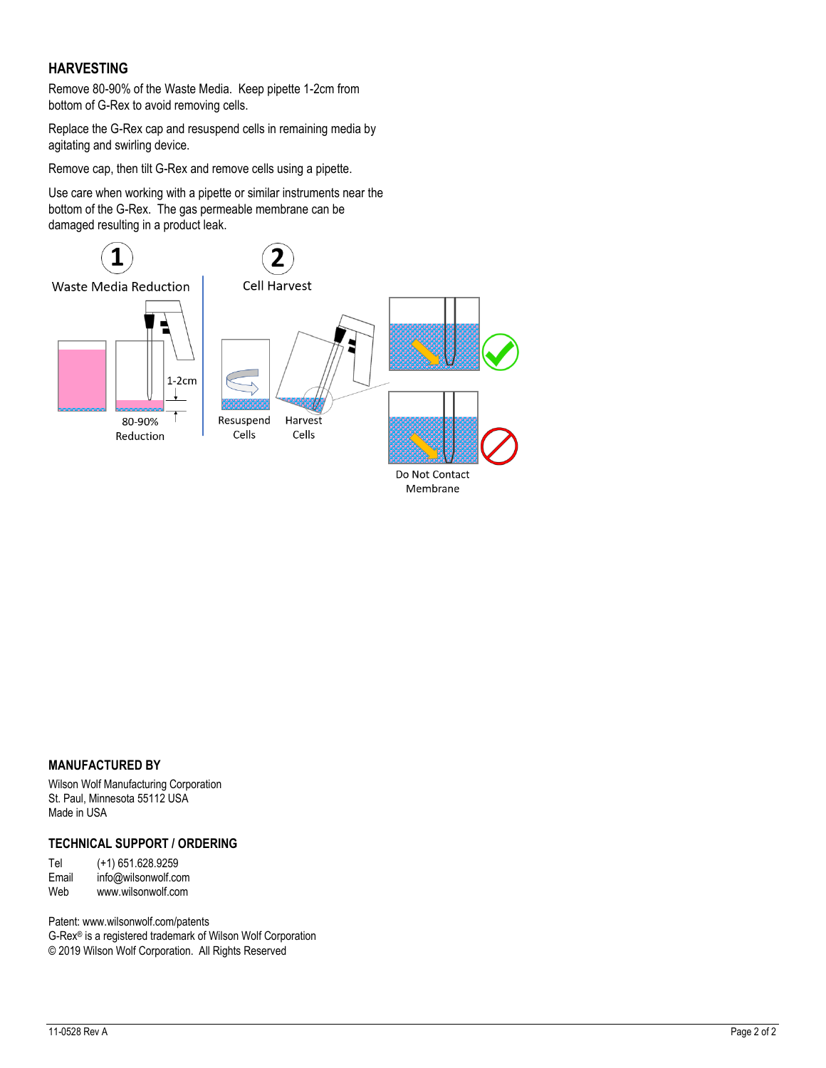## HARVESTING

Remove 80-90% of the Waste Media. Keep pipette 1-2cm from bottom of G-Rex to avoid removing cells.

Replace the G-Rex cap and resuspend cells in remaining media by agitating and swirling device.

Remove cap, then tilt G-Rex and remove cells using a pipette.

Use care when working with a pipette or similar instruments near the bottom of the G-Rex. The gas permeable membrane can be damaged resulting in a product leak.

1 Waste Media Reduction

1-2cm

80-90% Reduction

2 Cell Harvest

Resuspend Cells

Harvest Cells

Do Not Contact Membrane

## MANUFACTURED BY

Wilson Wolf Manufacturing Corporation
St. Paul, Minnesota 55112 USA
Made in USA

## TECHNICAL SUPPORT / ORDERING

| | |
|---|---|
| Tel | (+1) 651.628.9259 |
| Email | info@wilsonwolf.com |
| Web | www.wilsonwolf.com |

Patent: www.wilsonwolf.com/patents
G-Rex® is a registered trademark of Wilson Wolf Corporation
© 2019 Wilson Wolf Corporation. All Rights Reserved

11-0528 Rev A